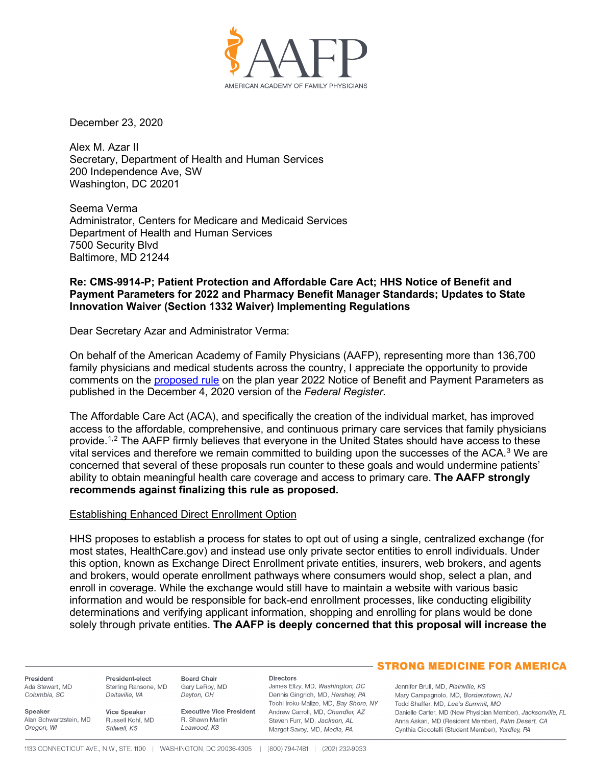December 23, 2020

Alex M. Azar II
Secretary, Department of Health and Human Services
200 Independence Ave, SW
Washington, DC 20201

Seema Verma
Administrator, Centers for Medicare and Medicaid Services
Department of Health and Human Services
7500 Security Blvd
Baltimore, MD 21244

**Re: CMS-9914-P; Patient Protection and Affordable Care Act; HHS Notice of Benefit and Payment Parameters for 2022 and Pharmacy Benefit Manager Standards; Updates to State Innovation Waiver (Section 1332 Waiver) Implementing Regulations**

Dear Secretary Azar and Administrator Verma:

On behalf of the American Academy of Family Physicians (AAFP), representing more than 136,700 family physicians and medical students across the country, I appreciate the opportunity to provide comments on the proposed rule on the plan year 2022 Notice of Benefit and Payment Parameters as published in the December 4, 2020 version of the *Federal Register*.

The Affordable Care Act (ACA), and specifically the creation of the individual market, has improved access to the affordable, comprehensive, and continuous primary care services that family physicians provide.[1,2] The AAFP firmly believes that everyone in the United States should have access to these vital services and therefore we remain committed to building upon the successes of the ACA.[3] We are concerned that several of these proposals run counter to these goals and would undermine patients' ability to obtain meaningful health care coverage and access to primary care. **The AAFP strongly recommends against finalizing this rule as proposed.**

Establishing Enhanced Direct Enrollment Option

HHS proposes to establish a process for states to opt out of using a single, centralized exchange (for most states, HealthCare.gov) and instead use only private sector entities to enroll individuals. Under this option, known as Exchange Direct Enrollment private entities, insurers, web brokers, and agents and brokers, would operate enrollment pathways where consumers would shop, select a plan, and enroll in coverage. While the exchange would still have to maintain a website with various basic information and would be responsible for back-end enrollment processes, like conducting eligibility determinations and verifying applicant information, shopping and enrolling for plans would be done solely through private entities. **The AAFP is deeply concerned that this proposal will increase the**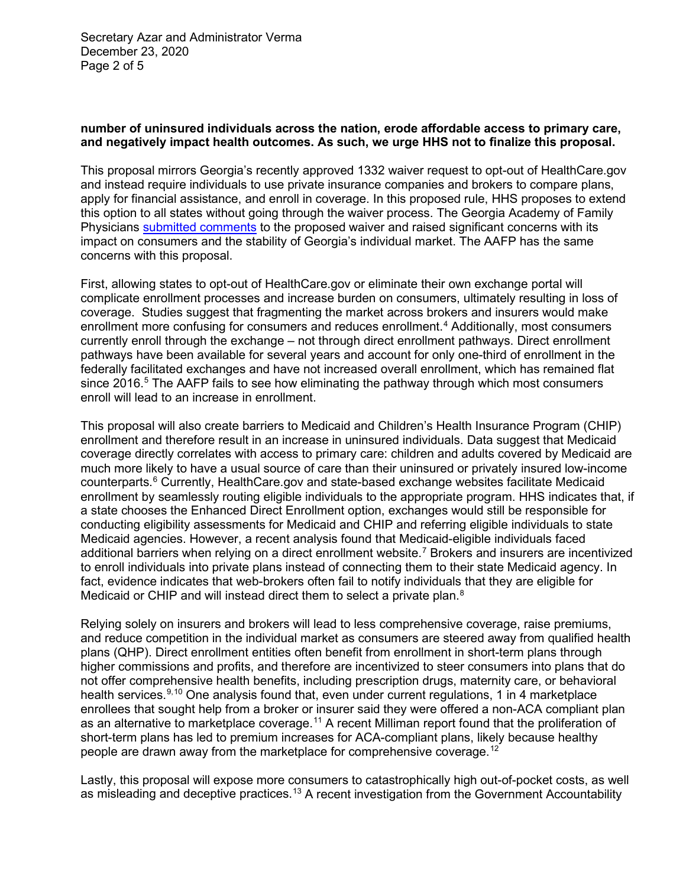**number of uninsured individuals across the nation, erode affordable access to primary care, and negatively impact health outcomes. As such, we urge HHS not to finalize this proposal.**

This proposal mirrors Georgia's recently approved 1332 waiver request to opt-out of HealthCare.gov and instead require individuals to use private insurance companies and brokers to compare plans, apply for financial assistance, and enroll in coverage. In this proposed rule, HHS proposes to extend this option to all states without going through the waiver process. The Georgia Academy of Family Physicians submitted comments to the proposed waiver and raised significant concerns with its impact on consumers and the stability of Georgia's individual market. The AAFP has the same concerns with this proposal.

First, allowing states to opt-out of HealthCare.gov or eliminate their own exchange portal will complicate enrollment processes and increase burden on consumers, ultimately resulting in loss of coverage. Studies suggest that fragmenting the market across brokers and insurers would make enrollment more confusing for consumers and reduces enrollment.[4] Additionally, most consumers currently enroll through the exchange – not through direct enrollment pathways. Direct enrollment pathways have been available for several years and account for only one-third of enrollment in the federally facilitated exchanges and have not increased overall enrollment, which has remained flat since 2016.[5] The AAFP fails to see how eliminating the pathway through which most consumers enroll will lead to an increase in enrollment.

This proposal will also create barriers to Medicaid and Children's Health Insurance Program (CHIP) enrollment and therefore result in an increase in uninsured individuals. Data suggest that Medicaid coverage directly correlates with access to primary care: children and adults covered by Medicaid are much more likely to have a usual source of care than their uninsured or privately insured low-income counterparts.[6] Currently, HealthCare.gov and state-based exchange websites facilitate Medicaid enrollment by seamlessly routing eligible individuals to the appropriate program. HHS indicates that, if a state chooses the Enhanced Direct Enrollment option, exchanges would still be responsible for conducting eligibility assessments for Medicaid and CHIP and referring eligible individuals to state Medicaid agencies. However, a recent analysis found that Medicaid-eligible individuals faced additional barriers when relying on a direct enrollment website.[7] Brokers and insurers are incentivized to enroll individuals into private plans instead of connecting them to their state Medicaid agency. In fact, evidence indicates that web-brokers often fail to notify individuals that they are eligible for Medicaid or CHIP and will instead direct them to select a private plan.[8]

Relying solely on insurers and brokers will lead to less comprehensive coverage, raise premiums, and reduce competition in the individual market as consumers are steered away from qualified health plans (QHP). Direct enrollment entities often benefit from enrollment in short-term plans through higher commissions and profits, and therefore are incentivized to steer consumers into plans that do not offer comprehensive health benefits, including prescription drugs, maternity care, or behavioral health services.[9,10] One analysis found that, even under current regulations, 1 in 4 marketplace enrollees that sought help from a broker or insurer said they were offered a non-ACA compliant plan as an alternative to marketplace coverage.[11] A recent Milliman report found that the proliferation of short-term plans has led to premium increases for ACA-compliant plans, likely because healthy people are drawn away from the marketplace for comprehensive coverage.[12]

Lastly, this proposal will expose more consumers to catastrophically high out-of-pocket costs, as well as misleading and deceptive practices.[13] A recent investigation from the Government Accountability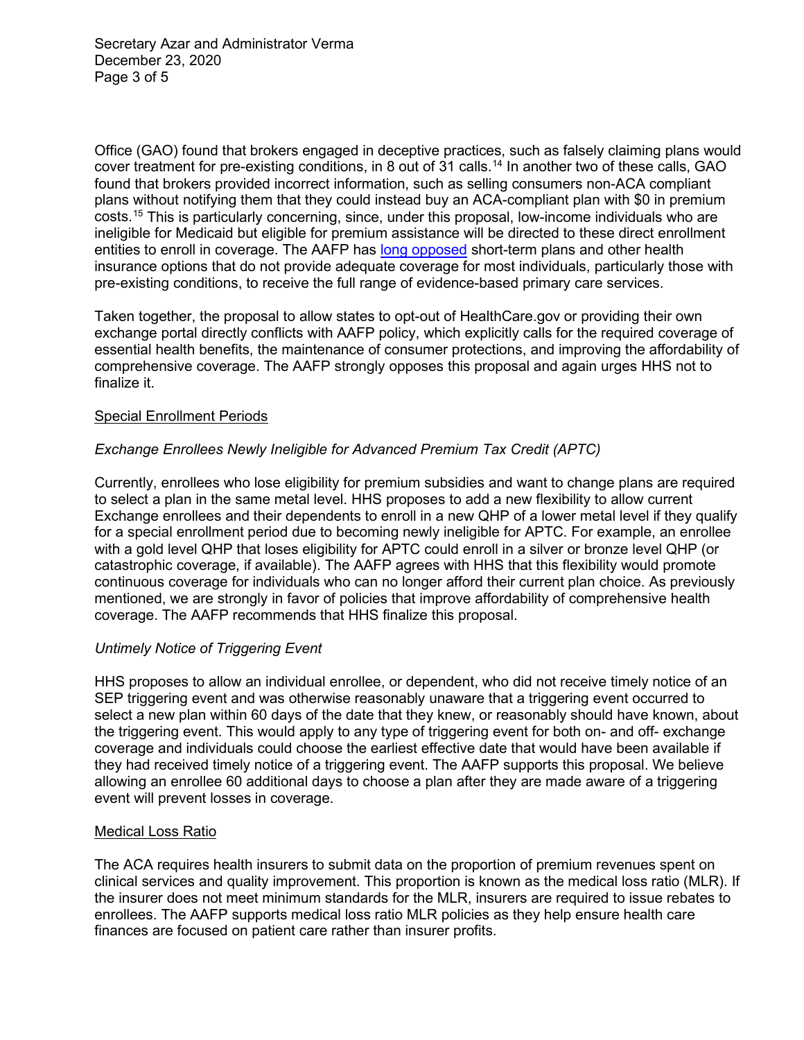Office (GAO) found that brokers engaged in deceptive practices, such as falsely claiming plans would cover treatment for pre-existing conditions, in 8 out of 31 calls.[14] In another two of these calls, GAO found that brokers provided incorrect information, such as selling consumers non-ACA compliant plans without notifying them that they could instead buy an ACA-compliant plan with $0 in premium costs.[15] This is particularly concerning, since, under this proposal, low-income individuals who are ineligible for Medicaid but eligible for premium assistance will be directed to these direct enrollment entities to enroll in coverage. The AAFP has long opposed short-term plans and other health insurance options that do not provide adequate coverage for most individuals, particularly those with pre-existing conditions, to receive the full range of evidence-based primary care services.

Taken together, the proposal to allow states to opt-out of HealthCare.gov or providing their own exchange portal directly conflicts with AAFP policy, which explicitly calls for the required coverage of essential health benefits, the maintenance of consumer protections, and improving the affordability of comprehensive coverage. The AAFP strongly opposes this proposal and again urges HHS not to finalize it.

## Special Enrollment Periods

### *Exchange Enrollees Newly Ineligible for Advanced Premium Tax Credit (APTC)*

Currently, enrollees who lose eligibility for premium subsidies and want to change plans are required to select a plan in the same metal level. HHS proposes to add a new flexibility to allow current Exchange enrollees and their dependents to enroll in a new QHP of a lower metal level if they qualify for a special enrollment period due to becoming newly ineligible for APTC. For example, an enrollee with a gold level QHP that loses eligibility for APTC could enroll in a silver or bronze level QHP (or catastrophic coverage, if available). The AAFP agrees with HHS that this flexibility would promote continuous coverage for individuals who can no longer afford their current plan choice. As previously mentioned, we are strongly in favor of policies that improve affordability of comprehensive health coverage. The AAFP recommends that HHS finalize this proposal.

### *Untimely Notice of Triggering Event*

HHS proposes to allow an individual enrollee, or dependent, who did not receive timely notice of an SEP triggering event and was otherwise reasonably unaware that a triggering event occurred to select a new plan within 60 days of the date that they knew, or reasonably should have known, about the triggering event. This would apply to any type of triggering event for both on- and off- exchange coverage and individuals could choose the earliest effective date that would have been available if they had received timely notice of a triggering event. The AAFP supports this proposal. We believe allowing an enrollee 60 additional days to choose a plan after they are made aware of a triggering event will prevent losses in coverage.

## Medical Loss Ratio

The ACA requires health insurers to submit data on the proportion of premium revenues spent on clinical services and quality improvement. This proportion is known as the medical loss ratio (MLR). If the insurer does not meet minimum standards for the MLR, insurers are required to issue rebates to enrollees. The AAFP supports medical loss ratio MLR policies as they help ensure health care finances are focused on patient care rather than insurer profits.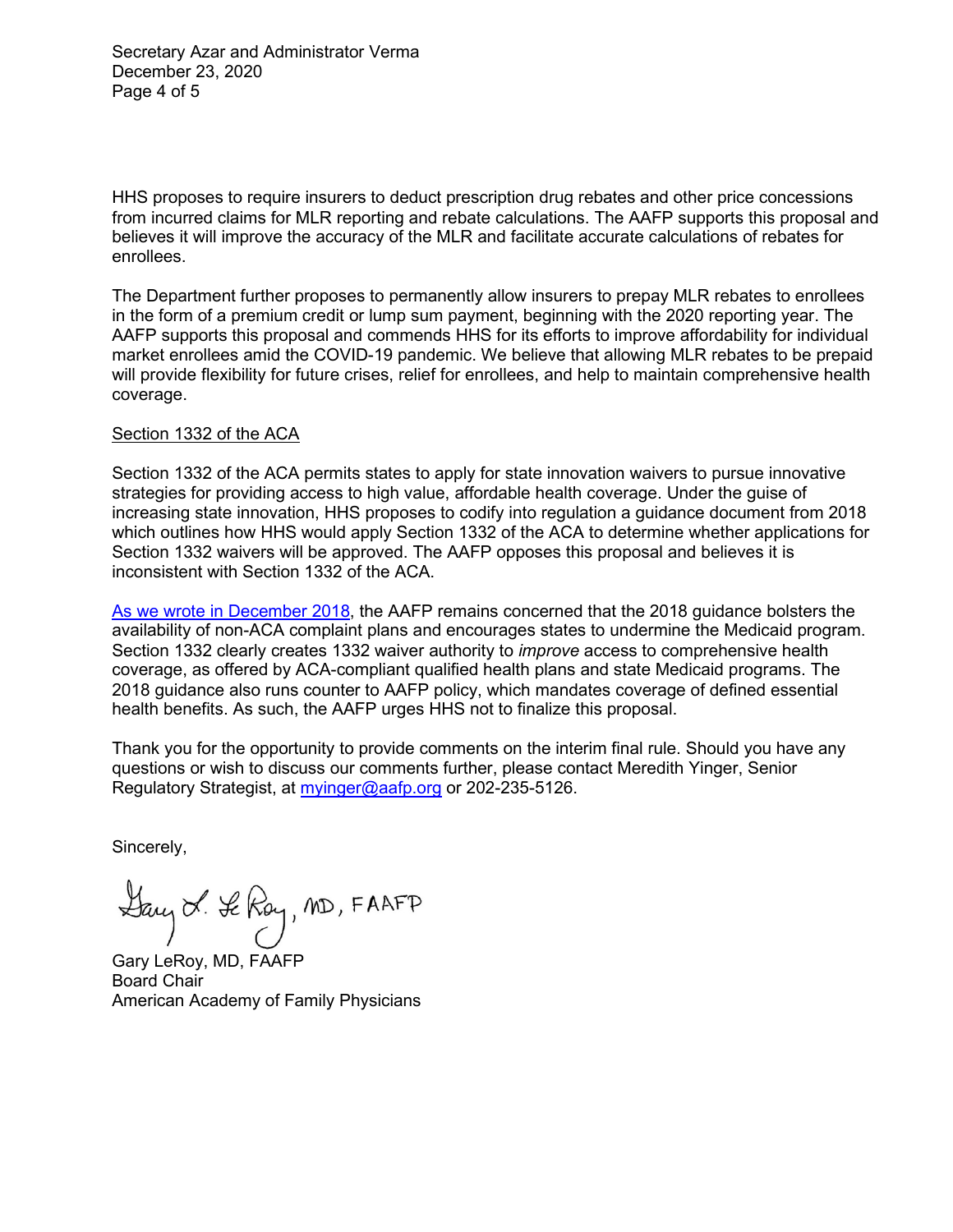HHS proposes to require insurers to deduct prescription drug rebates and other price concessions from incurred claims for MLR reporting and rebate calculations. The AAFP supports this proposal and believes it will improve the accuracy of the MLR and facilitate accurate calculations of rebates for enrollees.

The Department further proposes to permanently allow insurers to prepay MLR rebates to enrollees in the form of a premium credit or lump sum payment, beginning with the 2020 reporting year. The AAFP supports this proposal and commends HHS for its efforts to improve affordability for individual market enrollees amid the COVID-19 pandemic. We believe that allowing MLR rebates to be prepaid will provide flexibility for future crises, relief for enrollees, and help to maintain comprehensive health coverage.

Section 1332 of the ACA

Section 1332 of the ACA permits states to apply for state innovation waivers to pursue innovative strategies for providing access to high value, affordable health coverage. Under the guise of increasing state innovation, HHS proposes to codify into regulation a guidance document from 2018 which outlines how HHS would apply Section 1332 of the ACA to determine whether applications for Section 1332 waivers will be approved. The AAFP opposes this proposal and believes it is inconsistent with Section 1332 of the ACA.

As we wrote in December 2018, the AAFP remains concerned that the 2018 guidance bolsters the availability of non-ACA complaint plans and encourages states to undermine the Medicaid program. Section 1332 clearly creates 1332 waiver authority to *improve* access to comprehensive health coverage, as offered by ACA-compliant qualified health plans and state Medicaid programs. The 2018 guidance also runs counter to AAFP policy, which mandates coverage of defined essential health benefits. As such, the AAFP urges HHS not to finalize this proposal.

Thank you for the opportunity to provide comments on the interim final rule. Should you have any questions or wish to discuss our comments further, please contact Meredith Yinger, Senior Regulatory Strategist, at myinger@aafp.org or 202-235-5126.

Sincerely,

Gary L. LeRoy, MD, FAAFP

Gary LeRoy, MD, FAAFP
Board Chair
American Academy of Family Physicians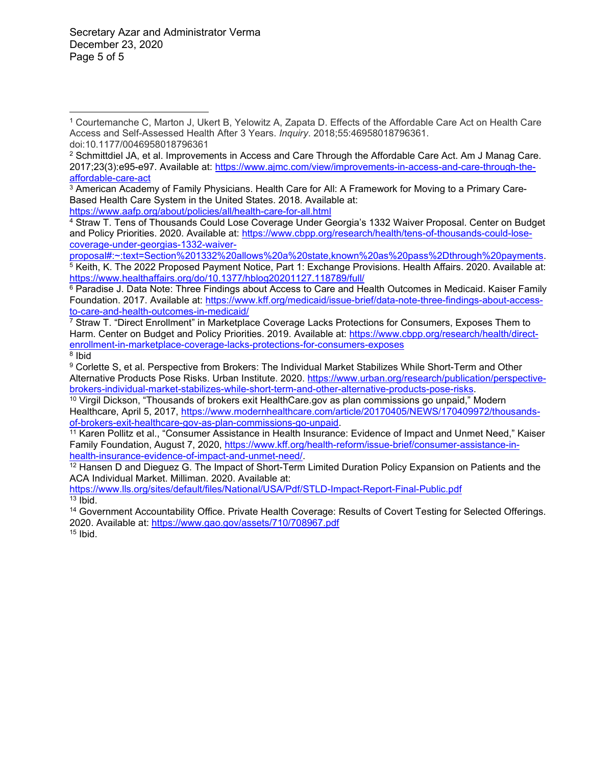[1] Courtemanche C, Marton J, Ukert B, Yelowitz A, Zapata D. Effects of the Affordable Care Act on Health Care Access and Self-Assessed Health After 3 Years. *Inquiry*. 2018;55:46958018796361. doi:10.1177/0046958018796361

[2] Schmittdiel JA, et al. Improvements in Access and Care Through the Affordable Care Act. Am J Manag Care. 2017;23(3):e95-e97. Available at: https://www.ajmc.com/view/improvements-in-access-and-care-through-the-affordable-care-act

[3] American Academy of Family Physicians. Health Care for All: A Framework for Moving to a Primary Care-Based Health Care System in the United States. 2018. Available at: https://www.aafp.org/about/policies/all/health-care-for-all.html

[4] Straw T. Tens of Thousands Could Lose Coverage Under Georgia's 1332 Waiver Proposal. Center on Budget and Policy Priorities. 2020. Available at: https://www.cbpp.org/research/health/tens-of-thousands-could-lose-coverage-under-georgias-1332-waiver-proposal#:~:text=Section%201332%20allows%20a%20state,known%20as%20pass%2Dthrough%20payments.

[5] Keith, K. The 2022 Proposed Payment Notice, Part 1: Exchange Provisions. Health Affairs. 2020. Available at: https://www.healthaffairs.org/do/10.1377/hblog20201127.118789/full/

[6] Paradise J. Data Note: Three Findings about Access to Care and Health Outcomes in Medicaid. Kaiser Family Foundation. 2017. Available at: https://www.kff.org/medicaid/issue-brief/data-note-three-findings-about-access-to-care-and-health-outcomes-in-medicaid/

[7] Straw T. "Direct Enrollment" in Marketplace Coverage Lacks Protections for Consumers, Exposes Them to Harm. Center on Budget and Policy Priorities. 2019. Available at: https://www.cbpp.org/research/health/direct-enrollment-in-marketplace-coverage-lacks-protections-for-consumers-exposes

[8] Ibid

[9] Corlette S, et al. Perspective from Brokers: The Individual Market Stabilizes While Short-Term and Other Alternative Products Pose Risks. Urban Institute. 2020. https://www.urban.org/research/publication/perspective-brokers-individual-market-stabilizes-while-short-term-and-other-alternative-products-pose-risks.

[10] Virgil Dickson, "Thousands of brokers exit HealthCare.gov as plan commissions go unpaid," Modern Healthcare, April 5, 2017, https://www.modernhealthcare.com/article/20170405/NEWS/170409972/thousands-of-brokers-exit-healthcare-gov-as-plan-commissions-go-unpaid.

[11] Karen Pollitz et al., "Consumer Assistance in Health Insurance: Evidence of Impact and Unmet Need," Kaiser Family Foundation, August 7, 2020, https://www.kff.org/health-reform/issue-brief/consumer-assistance-in-health-insurance-evidence-of-impact-and-unmet-need/.

[12] Hansen D and Dieguez G. The Impact of Short-Term Limited Duration Policy Expansion on Patients and the ACA Individual Market. Milliman. 2020. Available at: https://www.lls.org/sites/default/files/National/USA/Pdf/STLD-Impact-Report-Final-Public.pdf

[13] Ibid.

[14] Government Accountability Office. Private Health Coverage: Results of Covert Testing for Selected Offerings. 2020. Available at: https://www.gao.gov/assets/710/708967.pdf

[15] Ibid.